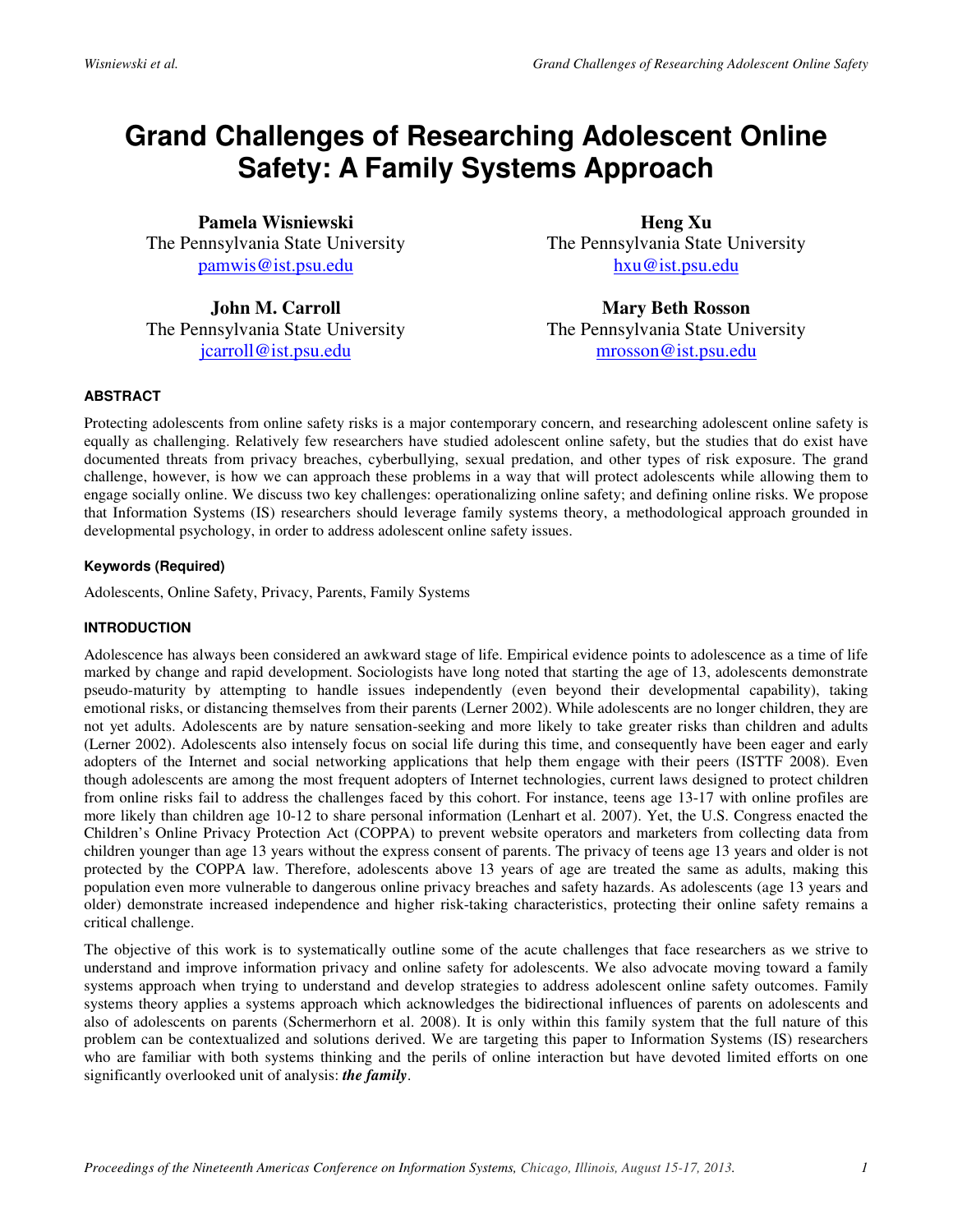# Grand Challenges of Researching Adolescent Online Safety: A Family Systems Approach

**Pamela Wisniewski**
The Pennsylvania State University
pamwis@ist.psu.edu

**Heng Xu**
The Pennsylvania State University
hxu@ist.psu.edu

**John M. Carroll**
The Pennsylvania State University
jcarroll@ist.psu.edu

**Mary Beth Rosson**
The Pennsylvania State University
mrosson@ist.psu.edu

#### ABSTRACT

Protecting adolescents from online safety risks is a major contemporary concern, and researching adolescent online safety is equally as challenging. Relatively few researchers have studied adolescent online safety, but the studies that do exist have documented threats from privacy breaches, cyberbullying, sexual predation, and other types of risk exposure. The grand challenge, however, is how we can approach these problems in a way that will protect adolescents while allowing them to engage socially online. We discuss two key challenges: operationalizing online safety; and defining online risks. We propose that Information Systems (IS) researchers should leverage family systems theory, a methodological approach grounded in developmental psychology, in order to address adolescent online safety issues.

#### Keywords (Required)

Adolescents, Online Safety, Privacy, Parents, Family Systems

#### INTRODUCTION

Adolescence has always been considered an awkward stage of life. Empirical evidence points to adolescence as a time of life marked by change and rapid development. Sociologists have long noted that starting the age of 13, adolescents demonstrate pseudo-maturity by attempting to handle issues independently (even beyond their developmental capability), taking emotional risks, or distancing themselves from their parents (Lerner 2002). While adolescents are no longer children, they are not yet adults. Adolescents are by nature sensation-seeking and more likely to take greater risks than children and adults (Lerner 2002). Adolescents also intensely focus on social life during this time, and consequently have been eager and early adopters of the Internet and social networking applications that help them engage with their peers (ISTTF 2008). Even though adolescents are among the most frequent adopters of Internet technologies, current laws designed to protect children from online risks fail to address the challenges faced by this cohort. For instance, teens age 13-17 with online profiles are more likely than children age 10-12 to share personal information (Lenhart et al. 2007). Yet, the U.S. Congress enacted the Children's Online Privacy Protection Act (COPPA) to prevent website operators and marketers from collecting data from children younger than age 13 years without the express consent of parents. The privacy of teens age 13 years and older is not protected by the COPPA law. Therefore, adolescents above 13 years of age are treated the same as adults, making this population even more vulnerable to dangerous online privacy breaches and safety hazards. As adolescents (age 13 years and older) demonstrate increased independence and higher risk-taking characteristics, protecting their online safety remains a critical challenge.

The objective of this work is to systematically outline some of the acute challenges that face researchers as we strive to understand and improve information privacy and online safety for adolescents. We also advocate moving toward a family systems approach when trying to understand and develop strategies to address adolescent online safety outcomes. Family systems theory applies a systems approach which acknowledges the bidirectional influences of parents on adolescents and also of adolescents on parents (Schermerhorn et al. 2008). It is only within this family system that the full nature of this problem can be contextualized and solutions derived. We are targeting this paper to Information Systems (IS) researchers who are familiar with both systems thinking and the perils of online interaction but have devoted limited efforts on one significantly overlooked unit of analysis: ***the family***.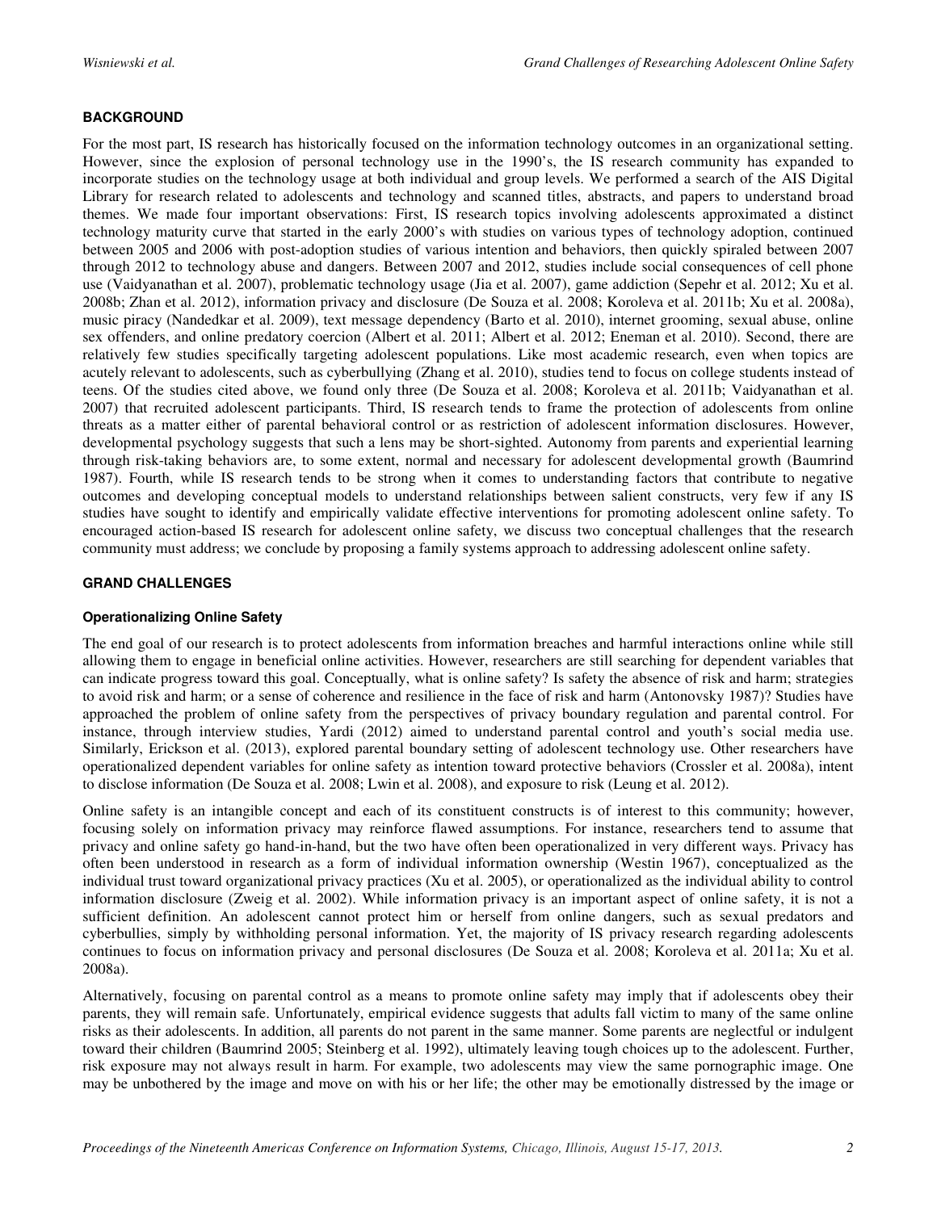## BACKGROUND

For the most part, IS research has historically focused on the information technology outcomes in an organizational setting. However, since the explosion of personal technology use in the 1990's, the IS research community has expanded to incorporate studies on the technology usage at both individual and group levels. We performed a search of the AIS Digital Library for research related to adolescents and technology and scanned titles, abstracts, and papers to understand broad themes. We made four important observations: First, IS research topics involving adolescents approximated a distinct technology maturity curve that started in the early 2000's with studies on various types of technology adoption, continued between 2005 and 2006 with post-adoption studies of various intention and behaviors, then quickly spiraled between 2007 through 2012 to technology abuse and dangers. Between 2007 and 2012, studies include social consequences of cell phone use (Vaidyanathan et al. 2007), problematic technology usage (Jia et al. 2007), game addiction (Sepehr et al. 2012; Xu et al. 2008b; Zhan et al. 2012), information privacy and disclosure (De Souza et al. 2008; Koroleva et al. 2011b; Xu et al. 2008a), music piracy (Nandedkar et al. 2009), text message dependency (Barto et al. 2010), internet grooming, sexual abuse, online sex offenders, and online predatory coercion (Albert et al. 2011; Albert et al. 2012; Eneman et al. 2010). Second, there are relatively few studies specifically targeting adolescent populations. Like most academic research, even when topics are acutely relevant to adolescents, such as cyberbullying (Zhang et al. 2010), studies tend to focus on college students instead of teens. Of the studies cited above, we found only three (De Souza et al. 2008; Koroleva et al. 2011b; Vaidyanathan et al. 2007) that recruited adolescent participants. Third, IS research tends to frame the protection of adolescents from online threats as a matter either of parental behavioral control or as restriction of adolescent information disclosures. However, developmental psychology suggests that such a lens may be short-sighted. Autonomy from parents and experiential learning through risk-taking behaviors are, to some extent, normal and necessary for adolescent developmental growth (Baumrind 1987). Fourth, while IS research tends to be strong when it comes to understanding factors that contribute to negative outcomes and developing conceptual models to understand relationships between salient constructs, very few if any IS studies have sought to identify and empirically validate effective interventions for promoting adolescent online safety. To encouraged action-based IS research for adolescent online safety, we discuss two conceptual challenges that the research community must address; we conclude by proposing a family systems approach to addressing adolescent online safety.

## GRAND CHALLENGES

### Operationalizing Online Safety

The end goal of our research is to protect adolescents from information breaches and harmful interactions online while still allowing them to engage in beneficial online activities. However, researchers are still searching for dependent variables that can indicate progress toward this goal. Conceptually, what is online safety? Is safety the absence of risk and harm; strategies to avoid risk and harm; or a sense of coherence and resilience in the face of risk and harm (Antonovsky 1987)? Studies have approached the problem of online safety from the perspectives of privacy boundary regulation and parental control. For instance, through interview studies, Yardi (2012) aimed to understand parental control and youth's social media use. Similarly, Erickson et al. (2013), explored parental boundary setting of adolescent technology use. Other researchers have operationalized dependent variables for online safety as intention toward protective behaviors (Crossler et al. 2008a), intent to disclose information (De Souza et al. 2008; Lwin et al. 2008), and exposure to risk (Leung et al. 2012).

Online safety is an intangible concept and each of its constituent constructs is of interest to this community; however, focusing solely on information privacy may reinforce flawed assumptions. For instance, researchers tend to assume that privacy and online safety go hand-in-hand, but the two have often been operationalized in very different ways. Privacy has often been understood in research as a form of individual information ownership (Westin 1967), conceptualized as the individual trust toward organizational privacy practices (Xu et al. 2005), or operationalized as the individual ability to control information disclosure (Zweig et al. 2002). While information privacy is an important aspect of online safety, it is not a sufficient definition. An adolescent cannot protect him or herself from online dangers, such as sexual predators and cyberbullies, simply by withholding personal information. Yet, the majority of IS privacy research regarding adolescents continues to focus on information privacy and personal disclosures (De Souza et al. 2008; Koroleva et al. 2011a; Xu et al. 2008a).

Alternatively, focusing on parental control as a means to promote online safety may imply that if adolescents obey their parents, they will remain safe. Unfortunately, empirical evidence suggests that adults fall victim to many of the same online risks as their adolescents. In addition, all parents do not parent in the same manner. Some parents are neglectful or indulgent toward their children (Baumrind 2005; Steinberg et al. 1992), ultimately leaving tough choices up to the adolescent. Further, risk exposure may not always result in harm. For example, two adolescents may view the same pornographic image. One may be unbothered by the image and move on with his or her life; the other may be emotionally distressed by the image or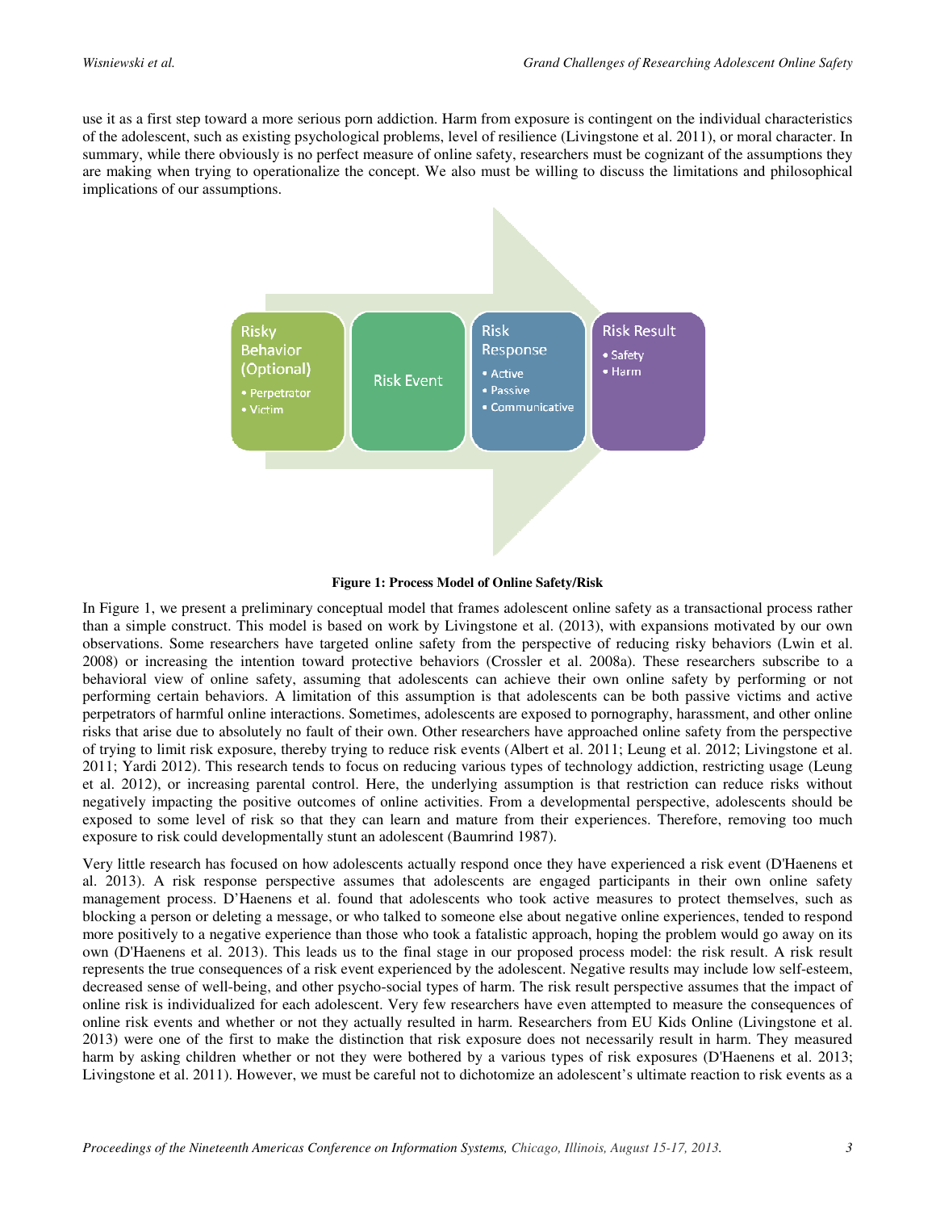use it as a first step toward a more serious porn addiction. Harm from exposure is contingent on the individual characteristics of the adolescent, such as existing psychological problems, level of resilience (Livingstone et al. 2011), or moral character. In summary, while there obviously is no perfect measure of online safety, researchers must be cognizant of the assumptions they are making when trying to operationalize the concept. We also must be willing to discuss the limitations and philosophical implications of our assumptions.

**Figure 1: Process Model of Online Safety/Risk**

In Figure 1, we present a preliminary conceptual model that frames adolescent online safety as a transactional process rather than a simple construct. This model is based on work by Livingstone et al. (2013), with expansions motivated by our own observations. Some researchers have targeted online safety from the perspective of reducing risky behaviors (Lwin et al. 2008) or increasing the intention toward protective behaviors (Crossler et al. 2008a). These researchers subscribe to a behavioral view of online safety, assuming that adolescents can achieve their own online safety by performing or not performing certain behaviors. A limitation of this assumption is that adolescents can be both passive victims and active perpetrators of harmful online interactions. Sometimes, adolescents are exposed to pornography, harassment, and other online risks that arise due to absolutely no fault of their own. Other researchers have approached online safety from the perspective of trying to limit risk exposure, thereby trying to reduce risk events (Albert et al. 2011; Leung et al. 2012; Livingstone et al. 2011; Yardi 2012). This research tends to focus on reducing various types of technology addiction, restricting usage (Leung et al. 2012), or increasing parental control. Here, the underlying assumption is that restriction can reduce risks without negatively impacting the positive outcomes of online activities. From a developmental perspective, adolescents should be exposed to some level of risk so that they can learn and mature from their experiences. Therefore, removing too much exposure to risk could developmentally stunt an adolescent (Baumrind 1987).

Very little research has focused on how adolescents actually respond once they have experienced a risk event (D'Haenens et al. 2013). A risk response perspective assumes that adolescents are engaged participants in their own online safety management process. D'Haenens et al. found that adolescents who took active measures to protect themselves, such as blocking a person or deleting a message, or who talked to someone else about negative online experiences, tended to respond more positively to a negative experience than those who took a fatalistic approach, hoping the problem would go away on its own (D'Haenens et al. 2013). This leads us to the final stage in our proposed process model: the risk result. A risk result represents the true consequences of a risk event experienced by the adolescent. Negative results may include low self-esteem, decreased sense of well-being, and other psycho-social types of harm. The risk result perspective assumes that the impact of online risk is individualized for each adolescent. Very few researchers have even attempted to measure the consequences of online risk events and whether or not they actually resulted in harm. Researchers from EU Kids Online (Livingstone et al. 2013) were one of the first to make the distinction that risk exposure does not necessarily result in harm. They measured harm by asking children whether or not they were bothered by a various types of risk exposures (D'Haenens et al. 2013; Livingstone et al. 2011). However, we must be careful not to dichotomize an adolescent's ultimate reaction to risk events as a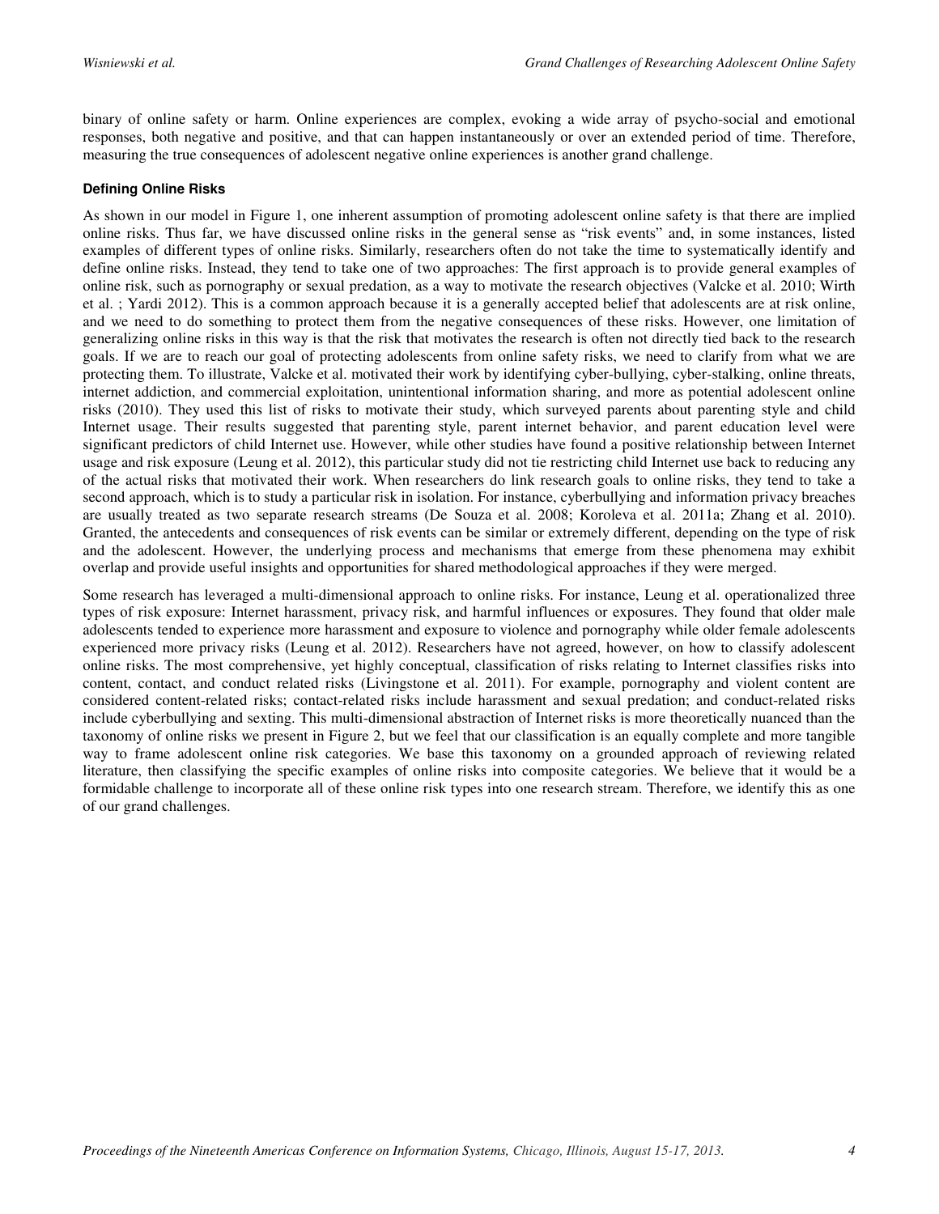binary of online safety or harm. Online experiences are complex, evoking a wide array of psycho-social and emotional responses, both negative and positive, and that can happen instantaneously or over an extended period of time. Therefore, measuring the true consequences of adolescent negative online experiences is another grand challenge.

### Defining Online Risks

As shown in our model in Figure 1, one inherent assumption of promoting adolescent online safety is that there are implied online risks. Thus far, we have discussed online risks in the general sense as "risk events" and, in some instances, listed examples of different types of online risks. Similarly, researchers often do not take the time to systematically identify and define online risks. Instead, they tend to take one of two approaches: The first approach is to provide general examples of online risk, such as pornography or sexual predation, as a way to motivate the research objectives (Valcke et al. 2010; Wirth et al. ; Yardi 2012). This is a common approach because it is a generally accepted belief that adolescents are at risk online, and we need to do something to protect them from the negative consequences of these risks. However, one limitation of generalizing online risks in this way is that the risk that motivates the research is often not directly tied back to the research goals. If we are to reach our goal of protecting adolescents from online safety risks, we need to clarify from what we are protecting them. To illustrate, Valcke et al. motivated their work by identifying cyber-bullying, cyber-stalking, online threats, internet addiction, and commercial exploitation, unintentional information sharing, and more as potential adolescent online risks (2010). They used this list of risks to motivate their study, which surveyed parents about parenting style and child Internet usage. Their results suggested that parenting style, parent internet behavior, and parent education level were significant predictors of child Internet use. However, while other studies have found a positive relationship between Internet usage and risk exposure (Leung et al. 2012), this particular study did not tie restricting child Internet use back to reducing any of the actual risks that motivated their work. When researchers do link research goals to online risks, they tend to take a second approach, which is to study a particular risk in isolation. For instance, cyberbullying and information privacy breaches are usually treated as two separate research streams (De Souza et al. 2008; Koroleva et al. 2011a; Zhang et al. 2010). Granted, the antecedents and consequences of risk events can be similar or extremely different, depending on the type of risk and the adolescent. However, the underlying process and mechanisms that emerge from these phenomena may exhibit overlap and provide useful insights and opportunities for shared methodological approaches if they were merged.

Some research has leveraged a multi-dimensional approach to online risks. For instance, Leung et al. operationalized three types of risk exposure: Internet harassment, privacy risk, and harmful influences or exposures. They found that older male adolescents tended to experience more harassment and exposure to violence and pornography while older female adolescents experienced more privacy risks (Leung et al. 2012). Researchers have not agreed, however, on how to classify adolescent online risks. The most comprehensive, yet highly conceptual, classification of risks relating to Internet classifies risks into content, contact, and conduct related risks (Livingstone et al. 2011). For example, pornography and violent content are considered content-related risks; contact-related risks include harassment and sexual predation; and conduct-related risks include cyberbullying and sexting. This multi-dimensional abstraction of Internet risks is more theoretically nuanced than the taxonomy of online risks we present in Figure 2, but we feel that our classification is an equally complete and more tangible way to frame adolescent online risk categories. We base this taxonomy on a grounded approach of reviewing related literature, then classifying the specific examples of online risks into composite categories. We believe that it would be a formidable challenge to incorporate all of these online risk types into one research stream. Therefore, we identify this as one of our grand challenges.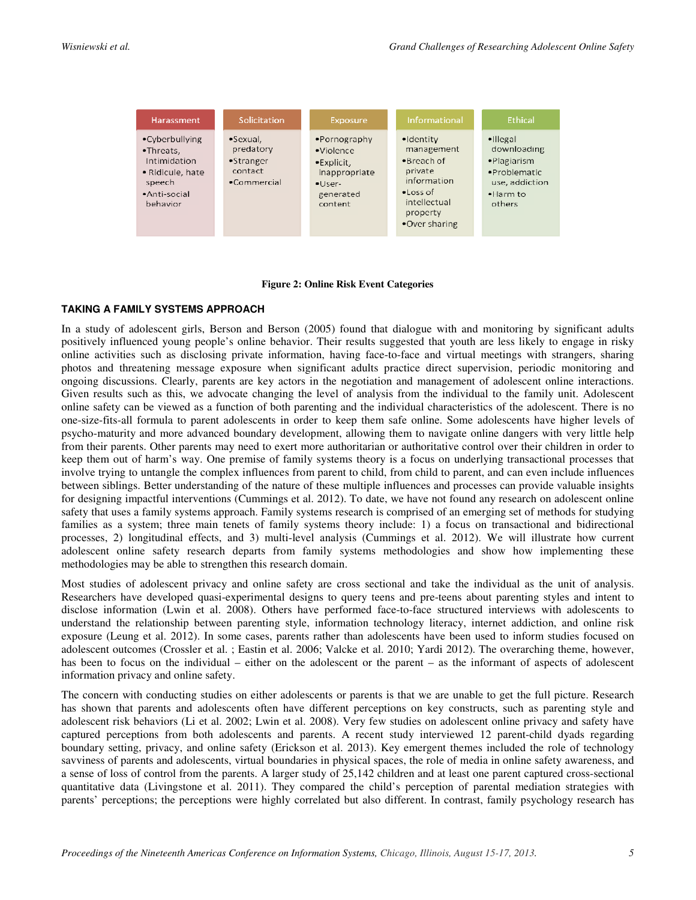| Harassment | Solicitation | Exposure | Informational | Ethical |
|---|---|---|---|---|
| •Cyberbullying<br>•Threats, Intimidation<br>• Ridicule, hate speech<br>•Anti-social behavior | •Sexual, predatory<br>•Stranger contact<br>•Commercial | •Pornography<br>•Violence<br>•Explicit, inappropriate<br>•User-generated content | •Identity management<br>•Breach of private information<br>•Loss of intellectual property<br>•Over sharing | •Illegal downloading<br>•Plagiarism<br>•Problematic use, addiction<br>•Harm to others |

**Figure 2: Online Risk Event Categories**

## TAKING A FAMILY SYSTEMS APPROACH

In a study of adolescent girls, Berson and Berson (2005) found that dialogue with and monitoring by significant adults positively influenced young people's online behavior. Their results suggested that youth are less likely to engage in risky online activities such as disclosing private information, having face-to-face and virtual meetings with strangers, sharing photos and threatening message exposure when significant adults practice direct supervision, periodic monitoring and ongoing discussions. Clearly, parents are key actors in the negotiation and management of adolescent online interactions. Given results such as this, we advocate changing the level of analysis from the individual to the family unit. Adolescent online safety can be viewed as a function of both parenting and the individual characteristics of the adolescent. There is no one-size-fits-all formula to parent adolescents in order to keep them safe online. Some adolescents have higher levels of psycho-maturity and more advanced boundary development, allowing them to navigate online dangers with very little help from their parents. Other parents may need to exert more authoritarian or authoritative control over their children in order to keep them out of harm's way. One premise of family systems theory is a focus on underlying transactional processes that involve trying to untangle the complex influences from parent to child, from child to parent, and can even include influences between siblings. Better understanding of the nature of these multiple influences and processes can provide valuable insights for designing impactful interventions (Cummings et al. 2012). To date, we have not found any research on adolescent online safety that uses a family systems approach. Family systems research is comprised of an emerging set of methods for studying families as a system; three main tenets of family systems theory include: 1) a focus on transactional and bidirectional processes, 2) longitudinal effects, and 3) multi-level analysis (Cummings et al. 2012). We will illustrate how current adolescent online safety research departs from family systems methodologies and show how implementing these methodologies may be able to strengthen this research domain.

Most studies of adolescent privacy and online safety are cross sectional and take the individual as the unit of analysis. Researchers have developed quasi-experimental designs to query teens and pre-teens about parenting styles and intent to disclose information (Lwin et al. 2008). Others have performed face-to-face structured interviews with adolescents to understand the relationship between parenting style, information technology literacy, internet addiction, and online risk exposure (Leung et al. 2012). In some cases, parents rather than adolescents have been used to inform studies focused on adolescent outcomes (Crossler et al. ; Eastin et al. 2006; Valcke et al. 2010; Yardi 2012). The overarching theme, however, has been to focus on the individual – either on the adolescent or the parent – as the informant of aspects of adolescent information privacy and online safety.

The concern with conducting studies on either adolescents or parents is that we are unable to get the full picture. Research has shown that parents and adolescents often have different perceptions on key constructs, such as parenting style and adolescent risk behaviors (Li et al. 2002; Lwin et al. 2008). Very few studies on adolescent online privacy and safety have captured perceptions from both adolescents and parents. A recent study interviewed 12 parent-child dyads regarding boundary setting, privacy, and online safety (Erickson et al. 2013). Key emergent themes included the role of technology savviness of parents and adolescents, virtual boundaries in physical spaces, the role of media in online safety awareness, and a sense of loss of control from the parents. A larger study of 25,142 children and at least one parent captured cross-sectional quantitative data (Livingstone et al. 2011). They compared the child's perception of parental mediation strategies with parents' perceptions; the perceptions were highly correlated but also different. In contrast, family psychology research has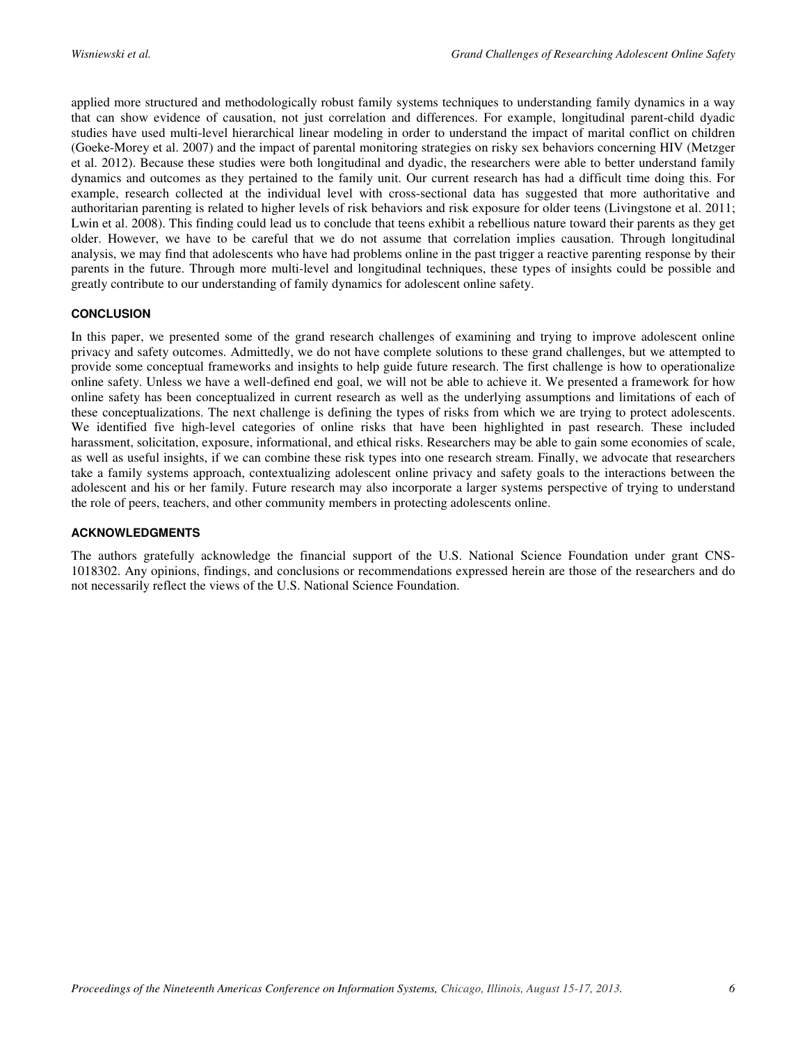applied more structured and methodologically robust family systems techniques to understanding family dynamics in a way that can show evidence of causation, not just correlation and differences. For example, longitudinal parent-child dyadic studies have used multi-level hierarchical linear modeling in order to understand the impact of marital conflict on children (Goeke-Morey et al. 2007) and the impact of parental monitoring strategies on risky sex behaviors concerning HIV (Metzger et al. 2012). Because these studies were both longitudinal and dyadic, the researchers were able to better understand family dynamics and outcomes as they pertained to the family unit. Our current research has had a difficult time doing this. For example, research collected at the individual level with cross-sectional data has suggested that more authoritative and authoritarian parenting is related to higher levels of risk behaviors and risk exposure for older teens (Livingstone et al. 2011; Lwin et al. 2008). This finding could lead us to conclude that teens exhibit a rebellious nature toward their parents as they get older. However, we have to be careful that we do not assume that correlation implies causation. Through longitudinal analysis, we may find that adolescents who have had problems online in the past trigger a reactive parenting response by their parents in the future. Through more multi-level and longitudinal techniques, these types of insights could be possible and greatly contribute to our understanding of family dynamics for adolescent online safety.

## CONCLUSION

In this paper, we presented some of the grand research challenges of examining and trying to improve adolescent online privacy and safety outcomes. Admittedly, we do not have complete solutions to these grand challenges, but we attempted to provide some conceptual frameworks and insights to help guide future research. The first challenge is how to operationalize online safety. Unless we have a well-defined end goal, we will not be able to achieve it. We presented a framework for how online safety has been conceptualized in current research as well as the underlying assumptions and limitations of each of these conceptualizations. The next challenge is defining the types of risks from which we are trying to protect adolescents. We identified five high-level categories of online risks that have been highlighted in past research. These included harassment, solicitation, exposure, informational, and ethical risks. Researchers may be able to gain some economies of scale, as well as useful insights, if we can combine these risk types into one research stream. Finally, we advocate that researchers take a family systems approach, contextualizing adolescent online privacy and safety goals to the interactions between the adolescent and his or her family. Future research may also incorporate a larger systems perspective of trying to understand the role of peers, teachers, and other community members in protecting adolescents online.

## ACKNOWLEDGMENTS

The authors gratefully acknowledge the financial support of the U.S. National Science Foundation under grant CNS-1018302. Any opinions, findings, and conclusions or recommendations expressed herein are those of the researchers and do not necessarily reflect the views of the U.S. National Science Foundation.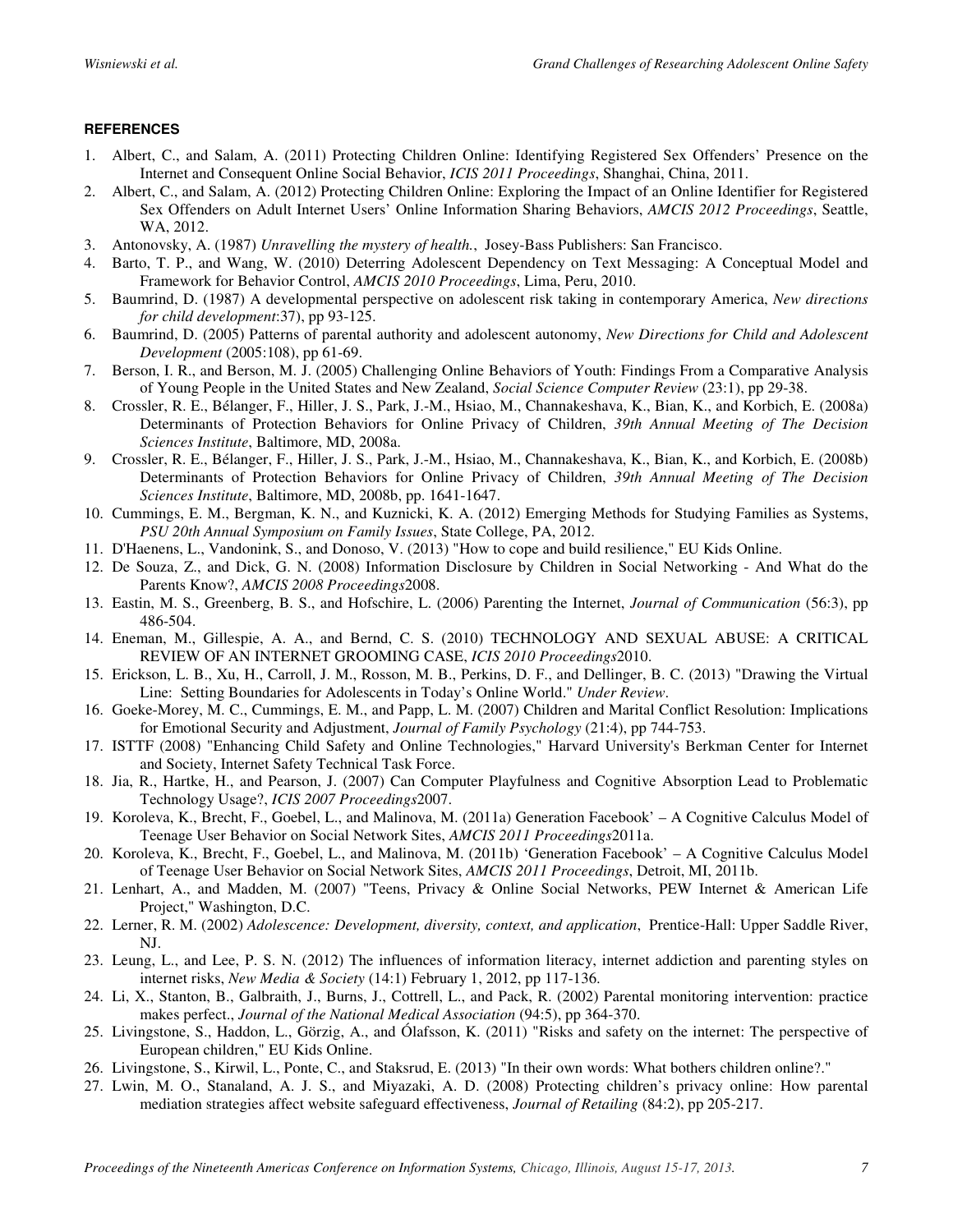### REFERENCES

1. Albert, C., and Salam, A. (2011) Protecting Children Online: Identifying Registered Sex Offenders' Presence on the Internet and Consequent Online Social Behavior, *ICIS 2011 Proceedings*, Shanghai, China, 2011.
2. Albert, C., and Salam, A. (2012) Protecting Children Online: Exploring the Impact of an Online Identifier for Registered Sex Offenders on Adult Internet Users' Online Information Sharing Behaviors, *AMCIS 2012 Proceedings*, Seattle, WA, 2012.
3. Antonovsky, A. (1987) *Unravelling the mystery of health.*, Josey-Bass Publishers: San Francisco.
4. Barto, T. P., and Wang, W. (2010) Deterring Adolescent Dependency on Text Messaging: A Conceptual Model and Framework for Behavior Control, *AMCIS 2010 Proceedings*, Lima, Peru, 2010.
5. Baumrind, D. (1987) A developmental perspective on adolescent risk taking in contemporary America, *New directions for child development*:37), pp 93-125.
6. Baumrind, D. (2005) Patterns of parental authority and adolescent autonomy, *New Directions for Child and Adolescent Development* (2005:108), pp 61-69.
7. Berson, I. R., and Berson, M. J. (2005) Challenging Online Behaviors of Youth: Findings From a Comparative Analysis of Young People in the United States and New Zealand, *Social Science Computer Review* (23:1), pp 29-38.
8. Crossler, R. E., Bélanger, F., Hiller, J. S., Park, J.-M., Hsiao, M., Channakeshava, K., Bian, K., and Korbich, E. (2008a) Determinants of Protection Behaviors for Online Privacy of Children, *39th Annual Meeting of The Decision Sciences Institute*, Baltimore, MD, 2008a.
9. Crossler, R. E., Bélanger, F., Hiller, J. S., Park, J.-M., Hsiao, M., Channakeshava, K., Bian, K., and Korbich, E. (2008b) Determinants of Protection Behaviors for Online Privacy of Children, *39th Annual Meeting of The Decision Sciences Institute*, Baltimore, MD, 2008b, pp. 1641-1647.
10. Cummings, E. M., Bergman, K. N., and Kuznicki, K. A. (2012) Emerging Methods for Studying Families as Systems, *PSU 20th Annual Symposium on Family Issues*, State College, PA, 2012.
11. D'Haenens, L., Vandonink, S., and Donoso, V. (2013) "How to cope and build resilience," EU Kids Online.
12. De Souza, Z., and Dick, G. N. (2008) Information Disclosure by Children in Social Networking - And What do the Parents Know?, *AMCIS 2008 Proceedings*2008.
13. Eastin, M. S., Greenberg, B. S., and Hofschire, L. (2006) Parenting the Internet, *Journal of Communication* (56:3), pp 486-504.
14. Eneman, M., Gillespie, A. A., and Bernd, C. S. (2010) TECHNOLOGY AND SEXUAL ABUSE: A CRITICAL REVIEW OF AN INTERNET GROOMING CASE, *ICIS 2010 Proceedings*2010.
15. Erickson, L. B., Xu, H., Carroll, J. M., Rosson, M. B., Perkins, D. F., and Dellinger, B. C. (2013) "Drawing the Virtual Line: Setting Boundaries for Adolescents in Today's Online World." *Under Review*.
16. Goeke-Morey, M. C., Cummings, E. M., and Papp, L. M. (2007) Children and Marital Conflict Resolution: Implications for Emotional Security and Adjustment, *Journal of Family Psychology* (21:4), pp 744-753.
17. ISTTF (2008) "Enhancing Child Safety and Online Technologies," Harvard University's Berkman Center for Internet and Society, Internet Safety Technical Task Force.
18. Jia, R., Hartke, H., and Pearson, J. (2007) Can Computer Playfulness and Cognitive Absorption Lead to Problematic Technology Usage?, *ICIS 2007 Proceedings*2007.
19. Koroleva, K., Brecht, F., Goebel, L., and Malinova, M. (2011a) Generation Facebook' – A Cognitive Calculus Model of Teenage User Behavior on Social Network Sites, *AMCIS 2011 Proceedings*2011a.
20. Koroleva, K., Brecht, F., Goebel, L., and Malinova, M. (2011b) 'Generation Facebook' – A Cognitive Calculus Model of Teenage User Behavior on Social Network Sites, *AMCIS 2011 Proceedings*, Detroit, MI, 2011b.
21. Lenhart, A., and Madden, M. (2007) "Teens, Privacy & Online Social Networks, PEW Internet & American Life Project," Washington, D.C.
22. Lerner, R. M. (2002) *Adolescence: Development, diversity, context, and application*, Prentice-Hall: Upper Saddle River, NJ.
23. Leung, L., and Lee, P. S. N. (2012) The influences of information literacy, internet addiction and parenting styles on internet risks, *New Media & Society* (14:1) February 1, 2012, pp 117-136.
24. Li, X., Stanton, B., Galbraith, J., Burns, J., Cottrell, L., and Pack, R. (2002) Parental monitoring intervention: practice makes perfect., *Journal of the National Medical Association* (94:5), pp 364-370.
25. Livingstone, S., Haddon, L., Görzig, A., and Ólafsson, K. (2011) "Risks and safety on the internet: The perspective of European children," EU Kids Online.
26. Livingstone, S., Kirwil, L., Ponte, C., and Staksrud, E. (2013) "In their own words: What bothers children online?."
27. Lwin, M. O., Stanaland, A. J. S., and Miyazaki, A. D. (2008) Protecting children's privacy online: How parental mediation strategies affect website safeguard effectiveness, *Journal of Retailing* (84:2), pp 205-217.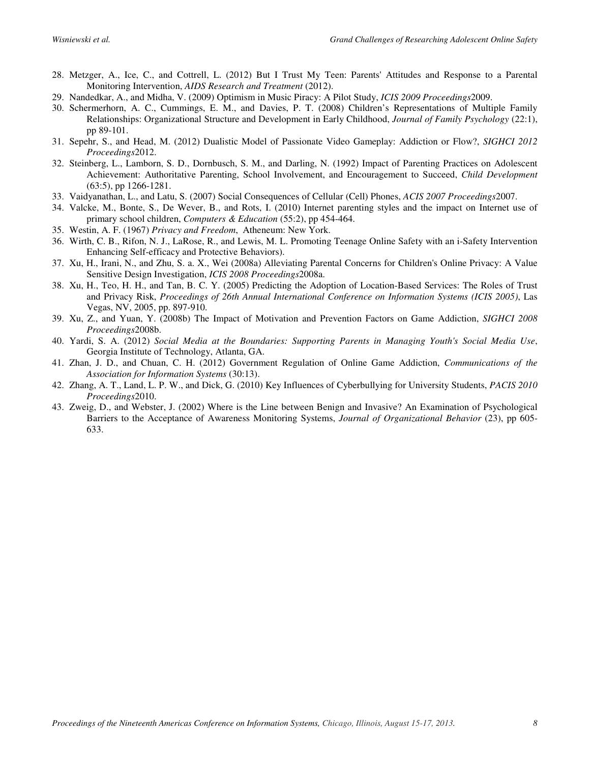28. Metzger, A., Ice, C., and Cottrell, L. (2012) But I Trust My Teen: Parents' Attitudes and Response to a Parental Monitoring Intervention, *AIDS Research and Treatment* (2012).
29. Nandedkar, A., and Midha, V. (2009) Optimism in Music Piracy: A Pilot Study, *ICIS 2009 Proceedings*2009.
30. Schermerhorn, A. C., Cummings, E. M., and Davies, P. T. (2008) Children's Representations of Multiple Family Relationships: Organizational Structure and Development in Early Childhood, *Journal of Family Psychology* (22:1), pp 89-101.
31. Sepehr, S., and Head, M. (2012) Dualistic Model of Passionate Video Gameplay: Addiction or Flow?, *SIGHCI 2012 Proceedings*2012.
32. Steinberg, L., Lamborn, S. D., Dornbusch, S. M., and Darling, N. (1992) Impact of Parenting Practices on Adolescent Achievement: Authoritative Parenting, School Involvement, and Encouragement to Succeed, *Child Development* (63:5), pp 1266-1281.
33. Vaidyanathan, L., and Latu, S. (2007) Social Consequences of Cellular (Cell) Phones, *ACIS 2007 Proceedings*2007.
34. Valcke, M., Bonte, S., De Wever, B., and Rots, I. (2010) Internet parenting styles and the impact on Internet use of primary school children, *Computers & Education* (55:2), pp 454-464.
35. Westin, A. F. (1967) *Privacy and Freedom*, Atheneum: New York.
36. Wirth, C. B., Rifon, N. J., LaRose, R., and Lewis, M. L. Promoting Teenage Online Safety with an i-Safety Intervention Enhancing Self-efficacy and Protective Behaviors).
37. Xu, H., Irani, N., and Zhu, S. a. X., Wei (2008a) Alleviating Parental Concerns for Children's Online Privacy: A Value Sensitive Design Investigation, *ICIS 2008 Proceedings*2008a.
38. Xu, H., Teo, H. H., and Tan, B. C. Y. (2005) Predicting the Adoption of Location-Based Services: The Roles of Trust and Privacy Risk, *Proceedings of 26th Annual International Conference on Information Systems (ICIS 2005)*, Las Vegas, NV, 2005, pp. 897-910.
39. Xu, Z., and Yuan, Y. (2008b) The Impact of Motivation and Prevention Factors on Game Addiction, *SIGHCI 2008 Proceedings*2008b.
40. Yardi, S. A. (2012) *Social Media at the Boundaries: Supporting Parents in Managing Youth's Social Media Use*, Georgia Institute of Technology, Atlanta, GA.
41. Zhan, J. D., and Chuan, C. H. (2012) Government Regulation of Online Game Addiction, *Communications of the Association for Information Systems* (30:13).
42. Zhang, A. T., Land, L. P. W., and Dick, G. (2010) Key Influences of Cyberbullying for University Students, *PACIS 2010 Proceedings*2010.
43. Zweig, D., and Webster, J. (2002) Where is the Line between Benign and Invasive? An Examination of Psychological Barriers to the Acceptance of Awareness Monitoring Systems, *Journal of Organizational Behavior* (23), pp 605-633.